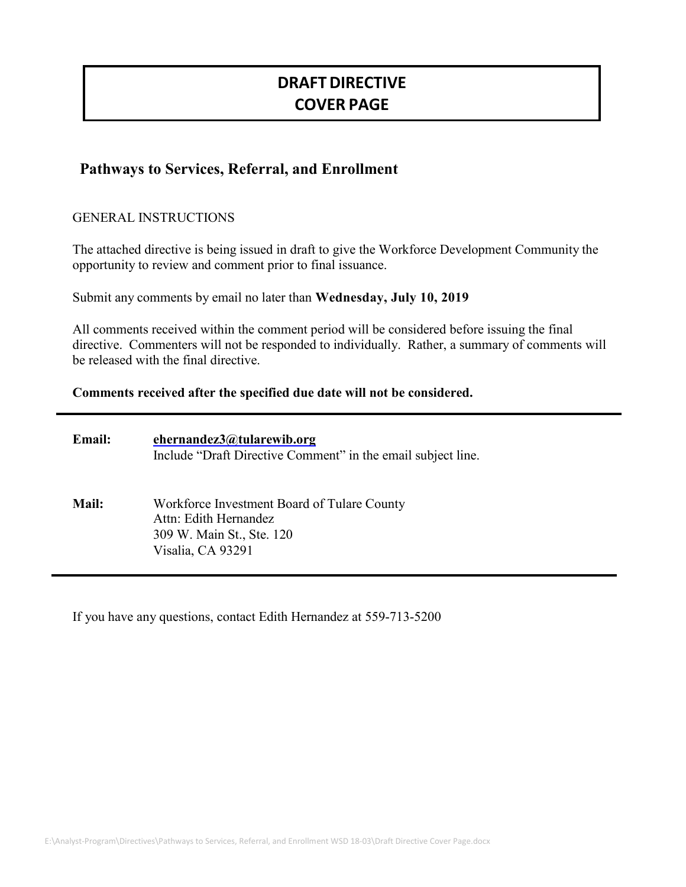# DRAFT DIRECTIVE
# COVER PAGE

## Pathways to Services, Referral, and Enrollment

GENERAL INSTRUCTIONS

The attached directive is being issued in draft to give the Workforce Development Community the opportunity to review and comment prior to final issuance.

Submit any comments by email no later than **Wednesday, July 10, 2019**

All comments received within the comment period will be considered before issuing the final directive. Commenters will not be responded to individually. Rather, a summary of comments will be released with the final directive.

**Comments received after the specified due date will not be considered.**

---

**Email:** **ehernandez3@tularewib.org**
Include "Draft Directive Comment" in the email subject line.

**Mail:** Workforce Investment Board of Tulare County
Attn: Edith Hernandez
309 W. Main St., Ste. 120
Visalia, CA 93291

---

If you have any questions, contact Edith Hernandez at 559-713-5200

E:\Analyst-Program\Directives\Pathways to Services, Referral, and Enrollment WSD 18-03\Draft Directive Cover Page.docx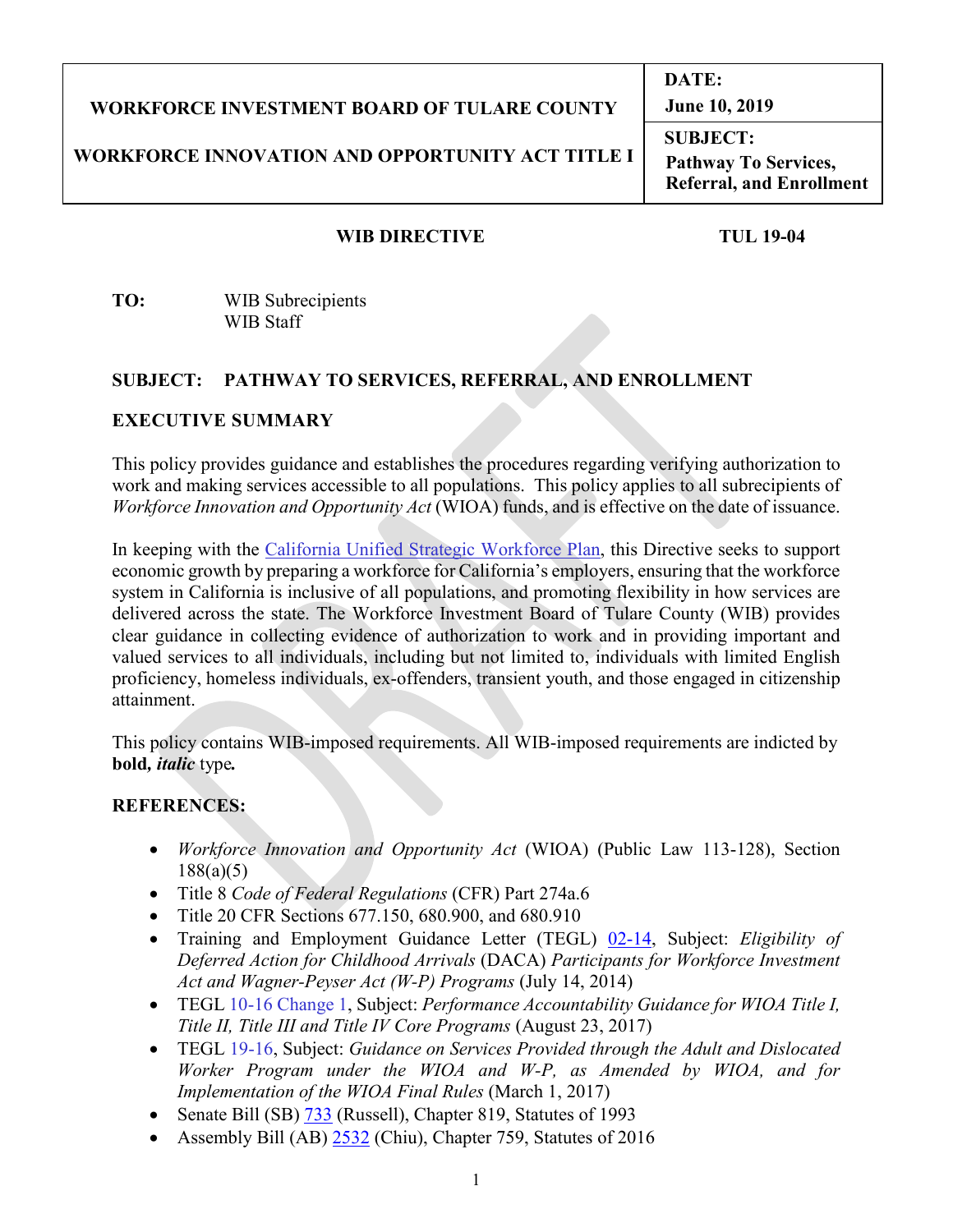| WORKFORCE INVESTMENT BOARD OF TULARE COUNTY<br><br>WORKFORCE INNOVATION AND OPPORTUNITY ACT TITLE I | **DATE:**<br>**June 10, 2019** |
|---|---|
| | **SUBJECT:**<br>**Pathway To Services, Referral, and Enrollment** |

**WIB DIRECTIVE** **TUL 19-04**

**TO:** WIB Subrecipients
WIB Staff

**SUBJECT: PATHWAY TO SERVICES, REFERRAL, AND ENROLLMENT**

## EXECUTIVE SUMMARY

This policy provides guidance and establishes the procedures regarding verifying authorization to work and making services accessible to all populations. This policy applies to all subrecipients of *Workforce Innovation and Opportunity Act* (WIOA) funds, and is effective on the date of issuance.

In keeping with the California Unified Strategic Workforce Plan, this Directive seeks to support economic growth by preparing a workforce for California's employers, ensuring that the workforce system in California is inclusive of all populations, and promoting flexibility in how services are delivered across the state. The Workforce Investment Board of Tulare County (WIB) provides clear guidance in collecting evidence of authorization to work and in providing important and valued services to all individuals, including but not limited to, individuals with limited English proficiency, homeless individuals, ex-offenders, transient youth, and those engaged in citizenship attainment.

This policy contains WIB-imposed requirements. All WIB-imposed requirements are indicted by **bold,** ***italic*** type***.***

## REFERENCES:

- *Workforce Innovation and Opportunity Act* (WIOA) (Public Law 113-128), Section 188(a)(5)
- Title 8 *Code of Federal Regulations* (CFR) Part 274a.6
- Title 20 CFR Sections 677.150, 680.900, and 680.910
- Training and Employment Guidance Letter (TEGL) 02-14, Subject: *Eligibility of Deferred Action for Childhood Arrivals* (DACA) *Participants for Workforce Investment Act and Wagner-Peyser Act (W-P) Programs* (July 14, 2014)
- TEGL 10-16 Change 1, Subject: *Performance Accountability Guidance for WIOA Title I, Title II, Title III and Title IV Core Programs* (August 23, 2017)
- TEGL 19-16, Subject: *Guidance on Services Provided through the Adult and Dislocated Worker Program under the WIOA and W-P, as Amended by WIOA, and for Implementation of the WIOA Final Rules* (March 1, 2017)
- Senate Bill (SB) 733 (Russell), Chapter 819, Statutes of 1993
- Assembly Bill (AB) 2532 (Chiu), Chapter 759, Statutes of 2016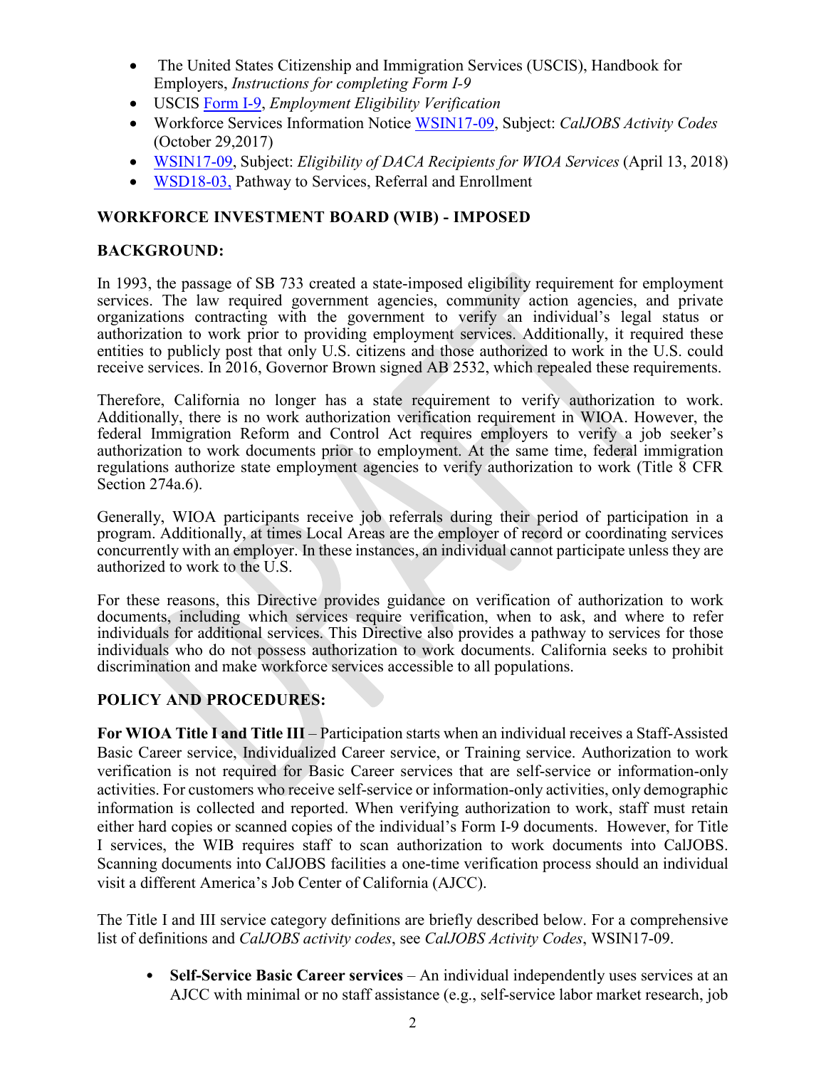- The United States Citizenship and Immigration Services (USCIS), Handbook for Employers, *Instructions for completing Form I-9*
- USCIS Form I-9, *Employment Eligibility Verification*
- Workforce Services Information Notice WSIN17-09, Subject: *CalJOBS Activity Codes* (October 29,2017)
- WSIN17-09, Subject: *Eligibility of DACA Recipients for WIOA Services* (April 13, 2018)
- WSD18-03, Pathway to Services, Referral and Enrollment

## WORKFORCE INVESTMENT BOARD (WIB) - IMPOSED

## BACKGROUND:

In 1993, the passage of SB 733 created a state-imposed eligibility requirement for employment services. The law required government agencies, community action agencies, and private organizations contracting with the government to verify an individual's legal status or authorization to work prior to providing employment services. Additionally, it required these entities to publicly post that only U.S. citizens and those authorized to work in the U.S. could receive services. In 2016, Governor Brown signed AB 2532, which repealed these requirements.

Therefore, California no longer has a state requirement to verify authorization to work. Additionally, there is no work authorization verification requirement in WIOA. However, the federal Immigration Reform and Control Act requires employers to verify a job seeker's authorization to work documents prior to employment. At the same time, federal immigration regulations authorize state employment agencies to verify authorization to work (Title 8 CFR Section 274a.6).

Generally, WIOA participants receive job referrals during their period of participation in a program. Additionally, at times Local Areas are the employer of record or coordinating services concurrently with an employer. In these instances, an individual cannot participate unless they are authorized to work to the U.S.

For these reasons, this Directive provides guidance on verification of authorization to work documents, including which services require verification, when to ask, and where to refer individuals for additional services. This Directive also provides a pathway to services for those individuals who do not possess authorization to work documents. California seeks to prohibit discrimination and make workforce services accessible to all populations.

## POLICY AND PROCEDURES:

**For WIOA Title I and Title III** – Participation starts when an individual receives a Staff-Assisted Basic Career service, Individualized Career service, or Training service. Authorization to work verification is not required for Basic Career services that are self-service or information-only activities. For customers who receive self-service or information-only activities, only demographic information is collected and reported. When verifying authorization to work, staff must retain either hard copies or scanned copies of the individual's Form I-9 documents. However, for Title I services, the WIB requires staff to scan authorization to work documents into CalJOBS. Scanning documents into CalJOBS facilities a one-time verification process should an individual visit a different America's Job Center of California (AJCC).

The Title I and III service category definitions are briefly described below. For a comprehensive list of definitions and *CalJOBS activity codes*, see *CalJOBS Activity Codes*, WSIN17-09.

- **Self-Service Basic Career services** – An individual independently uses services at an AJCC with minimal or no staff assistance (e.g., self-service labor market research, job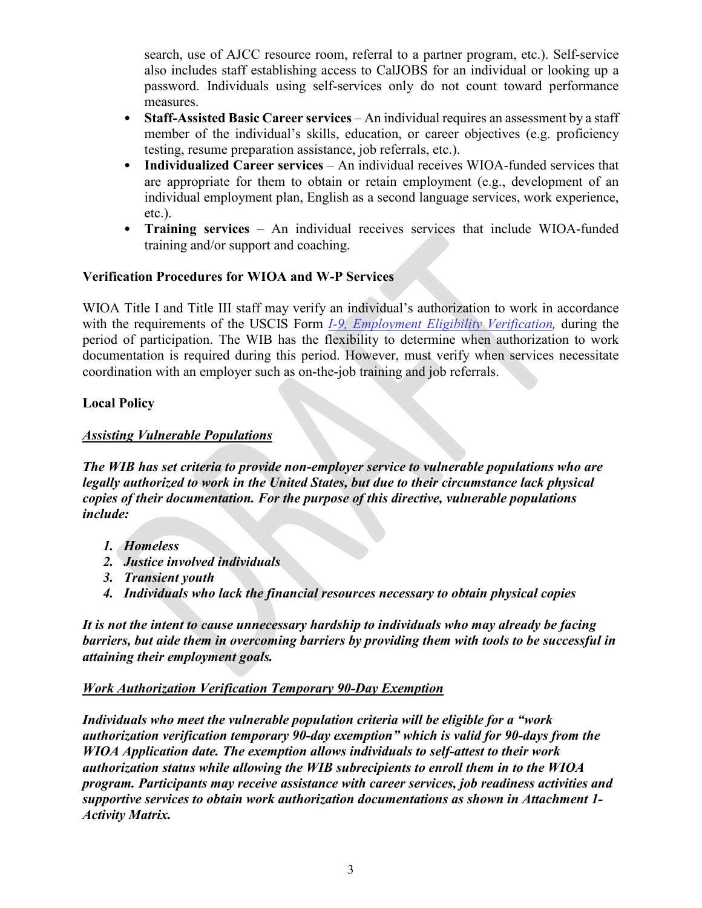search, use of AJCC resource room, referral to a partner program, etc.). Self-service also includes staff establishing access to CalJOBS for an individual or looking up a password. Individuals using self-services only do not count toward performance measures.

- **Staff-Assisted Basic Career services** – An individual requires an assessment by a staff member of the individual's skills, education, or career objectives (e.g. proficiency testing, resume preparation assistance, job referrals, etc.).
- **Individualized Career services** – An individual receives WIOA-funded services that are appropriate for them to obtain or retain employment (e.g., development of an individual employment plan, English as a second language services, work experience, etc.).
- **Training services** – An individual receives services that include WIOA-funded training and/or support and coaching.

**Verification Procedures for WIOA and W-P Services**

WIOA Title I and Title III staff may verify an individual's authorization to work in accordance with the requirements of the USCIS Form *I-9, Employment Eligibility Verification,* during the period of participation. The WIB has the flexibility to determine when authorization to work documentation is required during this period. However, must verify when services necessitate coordination with an employer such as on-the-job training and job referrals.

**Local Policy**

***Assisting Vulnerable Populations***

***The WIB has set criteria to provide non-employer service to vulnerable populations who are legally authorized to work in the United States, but due to their circumstance lack physical copies of their documentation. For the purpose of this directive, vulnerable populations include:***

1. ***Homeless***
2. ***Justice involved individuals***
3. ***Transient youth***
4. ***Individuals who lack the financial resources necessary to obtain physical copies***

***It is not the intent to cause unnecessary hardship to individuals who may already be facing barriers, but aide them in overcoming barriers by providing them with tools to be successful in attaining their employment goals.***

***Work Authorization Verification Temporary 90-Day Exemption***

***Individuals who meet the vulnerable population criteria will be eligible for a "work authorization verification temporary 90-day exemption" which is valid for 90-days from the WIOA Application date. The exemption allows individuals to self-attest to their work authorization status while allowing the WIB subrecipients to enroll them in to the WIOA program. Participants may receive assistance with career services, job readiness activities and supportive services to obtain work authorization documentations as shown in Attachment 1-Activity Matrix.***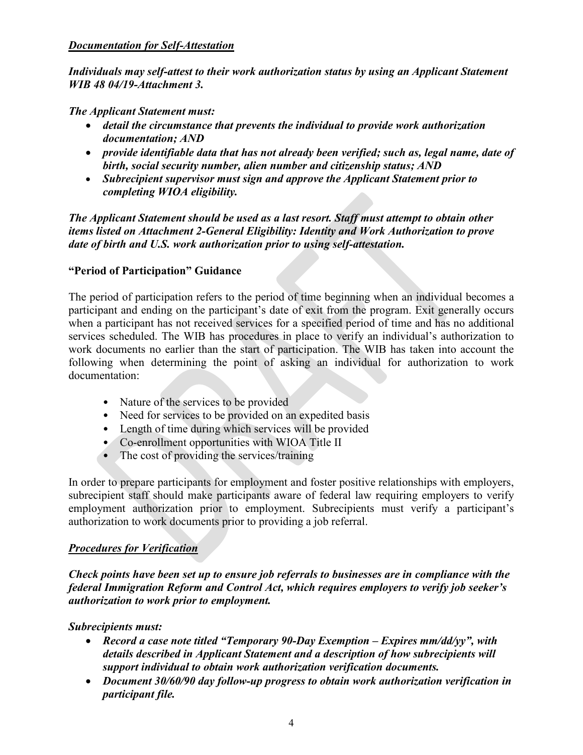***Documentation for Self-Attestation***

***Individuals may self-attest to their work authorization status by using an Applicant Statement WIB 48 04/19-Attachment 3.***

***The Applicant Statement must:***

- ***detail the circumstance that prevents the individual to provide work authorization documentation; AND***
- ***provide identifiable data that has not already been verified; such as, legal name, date of birth, social security number, alien number and citizenship status; AND***
- ***Subrecipient supervisor must sign and approve the Applicant Statement prior to completing WIOA eligibility.***

***The Applicant Statement should be used as a last resort. Staff must attempt to obtain other items listed on Attachment 2-General Eligibility: Identity and Work Authorization to prove date of birth and U.S. work authorization prior to using self-attestation.***

**"Period of Participation" Guidance**

The period of participation refers to the period of time beginning when an individual becomes a participant and ending on the participant's date of exit from the program. Exit generally occurs when a participant has not received services for a specified period of time and has no additional services scheduled. The WIB has procedures in place to verify an individual's authorization to work documents no earlier than the start of participation. The WIB has taken into account the following when determining the point of asking an individual for authorization to work documentation:

- Nature of the services to be provided
- Need for services to be provided on an expedited basis
- Length of time during which services will be provided
- Co-enrollment opportunities with WIOA Title II
- The cost of providing the services/training

In order to prepare participants for employment and foster positive relationships with employers, subrecipient staff should make participants aware of federal law requiring employers to verify employment authorization prior to employment. Subrecipients must verify a participant's authorization to work documents prior to providing a job referral.

***Procedures for Verification***

***Check points have been set up to ensure job referrals to businesses are in compliance with the federal Immigration Reform and Control Act, which requires employers to verify job seeker's authorization to work prior to employment.***

***Subrecipients must:***

- ***Record a case note titled "Temporary 90-Day Exemption – Expires mm/dd/yy", with details described in Applicant Statement and a description of how subrecipients will support individual to obtain work authorization verification documents.***
- ***Document 30/60/90 day follow-up progress to obtain work authorization verification in participant file.***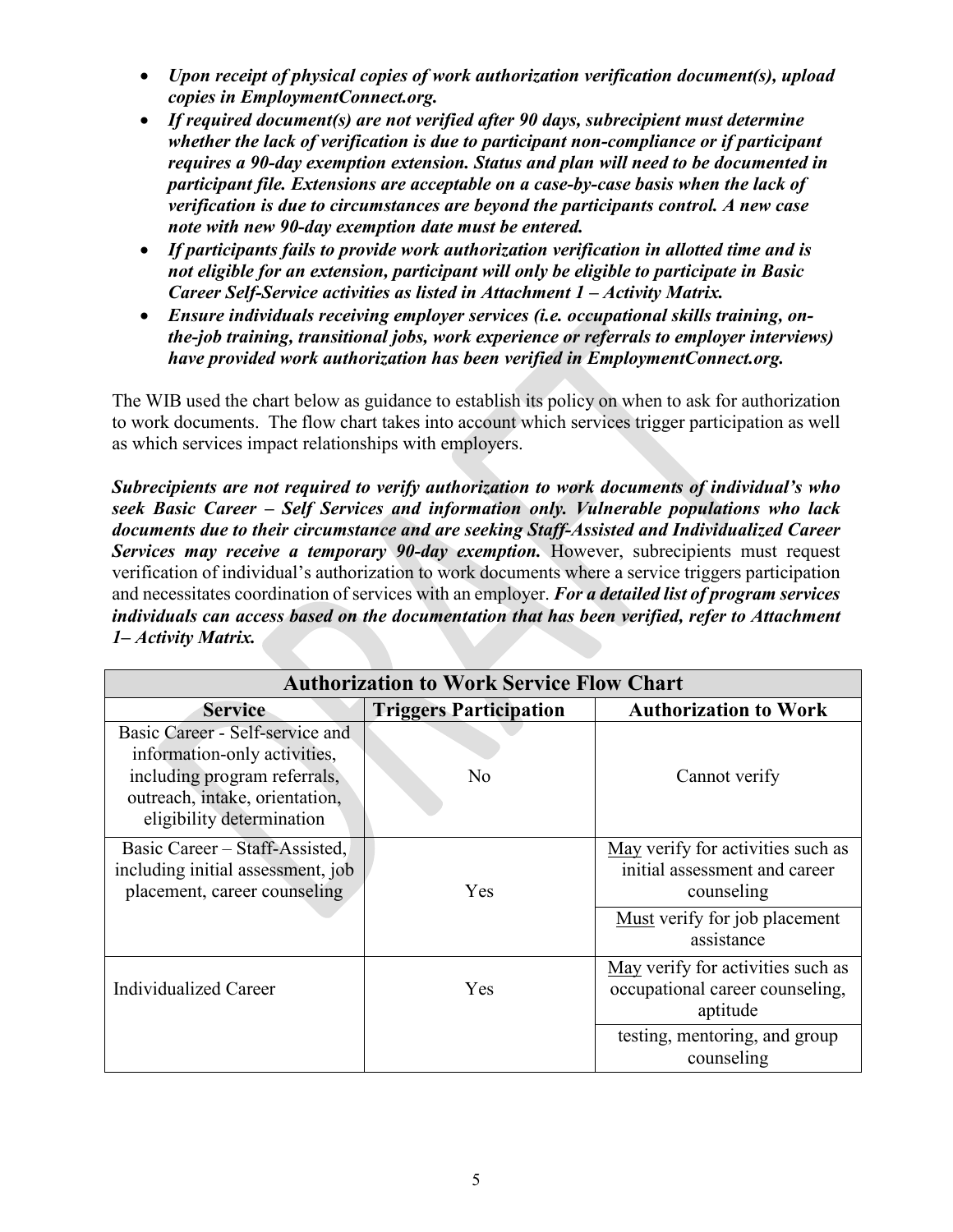- ***Upon receipt of physical copies of work authorization verification document(s), upload copies in EmploymentConnect.org.***
- ***If required document(s) are not verified after 90 days, subrecipient must determine whether the lack of verification is due to participant non-compliance or if participant requires a 90-day exemption extension. Status and plan will need to be documented in participant file. Extensions are acceptable on a case-by-case basis when the lack of verification is due to circumstances are beyond the participants control. A new case note with new 90-day exemption date must be entered.***
- ***If participants fails to provide work authorization verification in allotted time and is not eligible for an extension, participant will only be eligible to participate in Basic Career Self-Service activities as listed in Attachment 1 – Activity Matrix.***
- ***Ensure individuals receiving employer services (i.e. occupational skills training, on-the-job training, transitional jobs, work experience or referrals to employer interviews) have provided work authorization has been verified in EmploymentConnect.org.***

The WIB used the chart below as guidance to establish its policy on when to ask for authorization to work documents. The flow chart takes into account which services trigger participation as well as which services impact relationships with employers.

***Subrecipients are not required to verify authorization to work documents of individual's who seek Basic Career – Self Services and information only. Vulnerable populations who lack documents due to their circumstance and are seeking Staff-Assisted and Individualized Career Services may receive a temporary 90-day exemption.*** However, subrecipients must request verification of individual's authorization to work documents where a service triggers participation and necessitates coordination of services with an employer. ***For a detailed list of program services individuals can access based on the documentation that has been verified, refer to Attachment 1– Activity Matrix.***

| Authorization to Work Service Flow Chart | | |
|---|---|---|
| **Service** | **Triggers Participation** | **Authorization to Work** |
| Basic Career - Self-service and information-only activities, including program referrals, outreach, intake, orientation, eligibility determination | No | Cannot verify |
| Basic Career – Staff-Assisted, including initial assessment, job placement, career counseling | Yes | May verify for activities such as initial assessment and career counseling |
| | | Must verify for job placement assistance |
| Individualized Career | Yes | May verify for activities such as occupational career counseling, aptitude |
| | | testing, mentoring, and group counseling |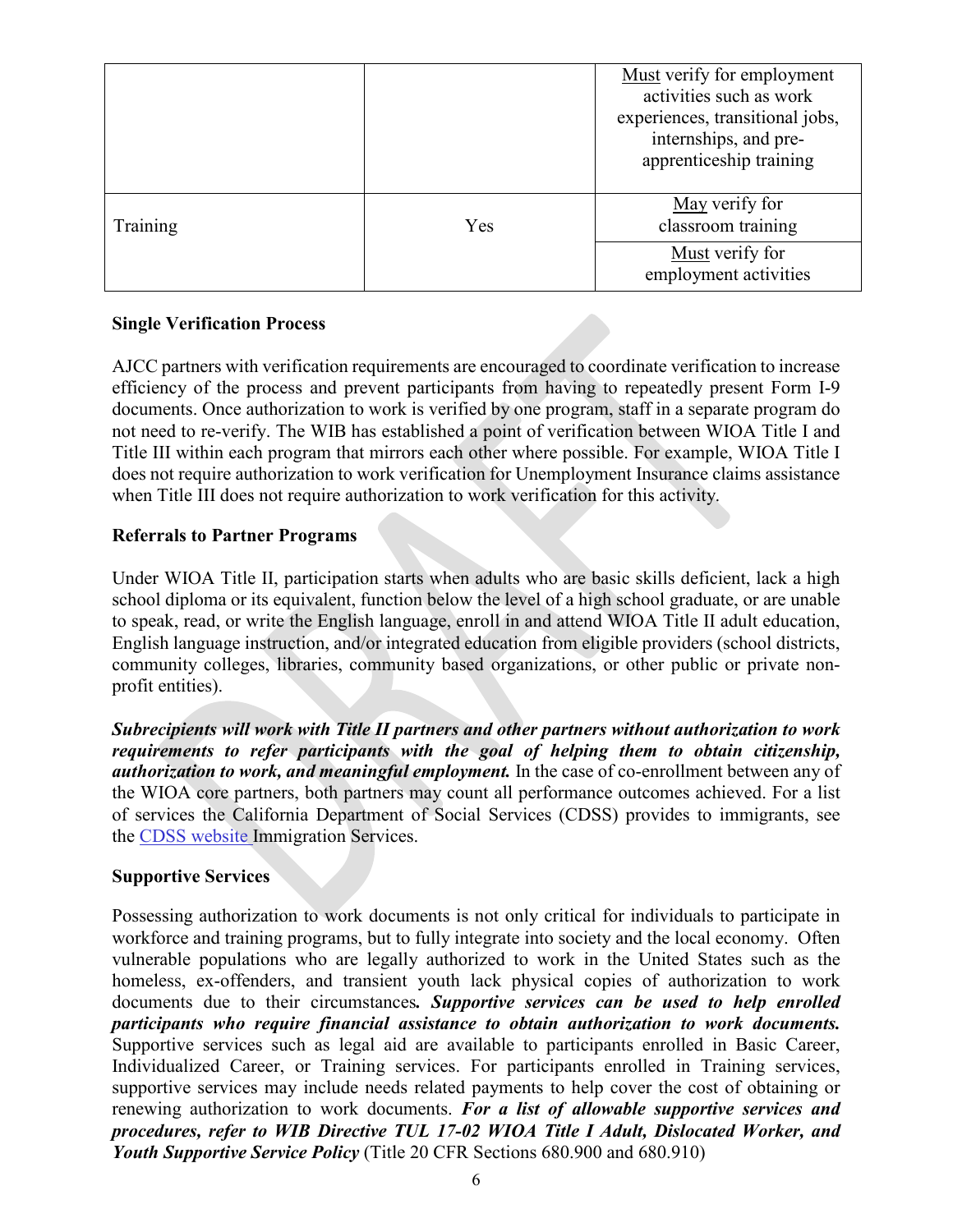| | | |
|---|---|---|
| | | Must verify for employment activities such as work experiences, transitional jobs, internships, and pre-apprenticeship training |
| Training | Yes | May verify for classroom training |
| | | Must verify for employment activities |

**Single Verification Process**

AJCC partners with verification requirements are encouraged to coordinate verification to increase efficiency of the process and prevent participants from having to repeatedly present Form I-9 documents. Once authorization to work is verified by one program, staff in a separate program do not need to re-verify. The WIB has established a point of verification between WIOA Title I and Title III within each program that mirrors each other where possible. For example, WIOA Title I does not require authorization to work verification for Unemployment Insurance claims assistance when Title III does not require authorization to work verification for this activity.

**Referrals to Partner Programs**

Under WIOA Title II, participation starts when adults who are basic skills deficient, lack a high school diploma or its equivalent, function below the level of a high school graduate, or are unable to speak, read, or write the English language, enroll in and attend WIOA Title II adult education, English language instruction, and/or integrated education from eligible providers (school districts, community colleges, libraries, community based organizations, or other public or private non-profit entities).

***Subrecipients will work with Title II partners and other partners without authorization to work requirements to refer participants with the goal of helping them to obtain citizenship, authorization to work, and meaningful employment.*** In the case of co-enrollment between any of the WIOA core partners, both partners may count all performance outcomes achieved. For a list of services the California Department of Social Services (CDSS) provides to immigrants, see the CDSS website Immigration Services.

**Supportive Services**

Possessing authorization to work documents is not only critical for individuals to participate in workforce and training programs, but to fully integrate into society and the local economy. Often vulnerable populations who are legally authorized to work in the United States such as the homeless, ex-offenders, and transient youth lack physical copies of authorization to work documents due to their circumstances*.* ***Supportive services can be used to help enrolled participants who require financial assistance to obtain authorization to work documents.*** Supportive services such as legal aid are available to participants enrolled in Basic Career, Individualized Career, or Training services. For participants enrolled in Training services, supportive services may include needs related payments to help cover the cost of obtaining or renewing authorization to work documents. ***For a list of allowable supportive services and procedures, refer to WIB Directive TUL 17-02 WIOA Title I Adult, Dislocated Worker, and Youth Supportive Service Policy*** (Title 20 CFR Sections 680.900 and 680.910)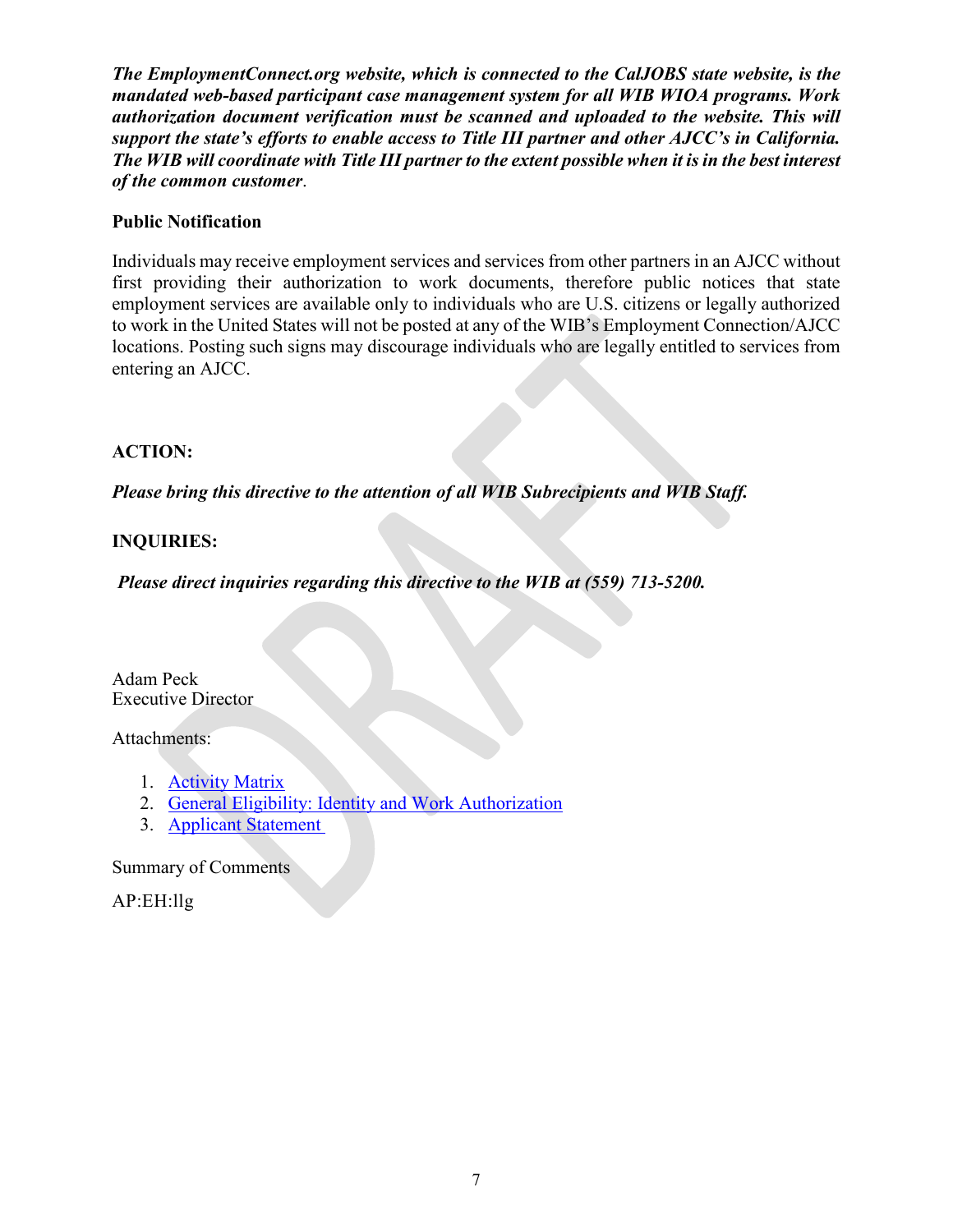***The EmploymentConnect.org website, which is connected to the CalJOBS state website, is the mandated web-based participant case management system for all WIB WIOA programs. Work authorization document verification must be scanned and uploaded to the website. This will support the state's efforts to enable access to Title III partner and other AJCC's in California. The WIB will coordinate with Title III partner to the extent possible when it is in the best interest of the common customer***.

**Public Notification**

Individuals may receive employment services and services from other partners in an AJCC without first providing their authorization to work documents, therefore public notices that state employment services are available only to individuals who are U.S. citizens or legally authorized to work in the United States will not be posted at any of the WIB's Employment Connection/AJCC locations. Posting such signs may discourage individuals who are legally entitled to services from entering an AJCC.

**ACTION:**

***Please bring this directive to the attention of all WIB Subrecipients and WIB Staff.***

**INQUIRIES:**

***Please direct inquiries regarding this directive to the WIB at (559) 713-5200.***

Adam Peck
Executive Director

Attachments:

1. Activity Matrix
2. General Eligibility: Identity and Work Authorization
3. Applicant Statement

Summary of Comments

AP:EH:llg